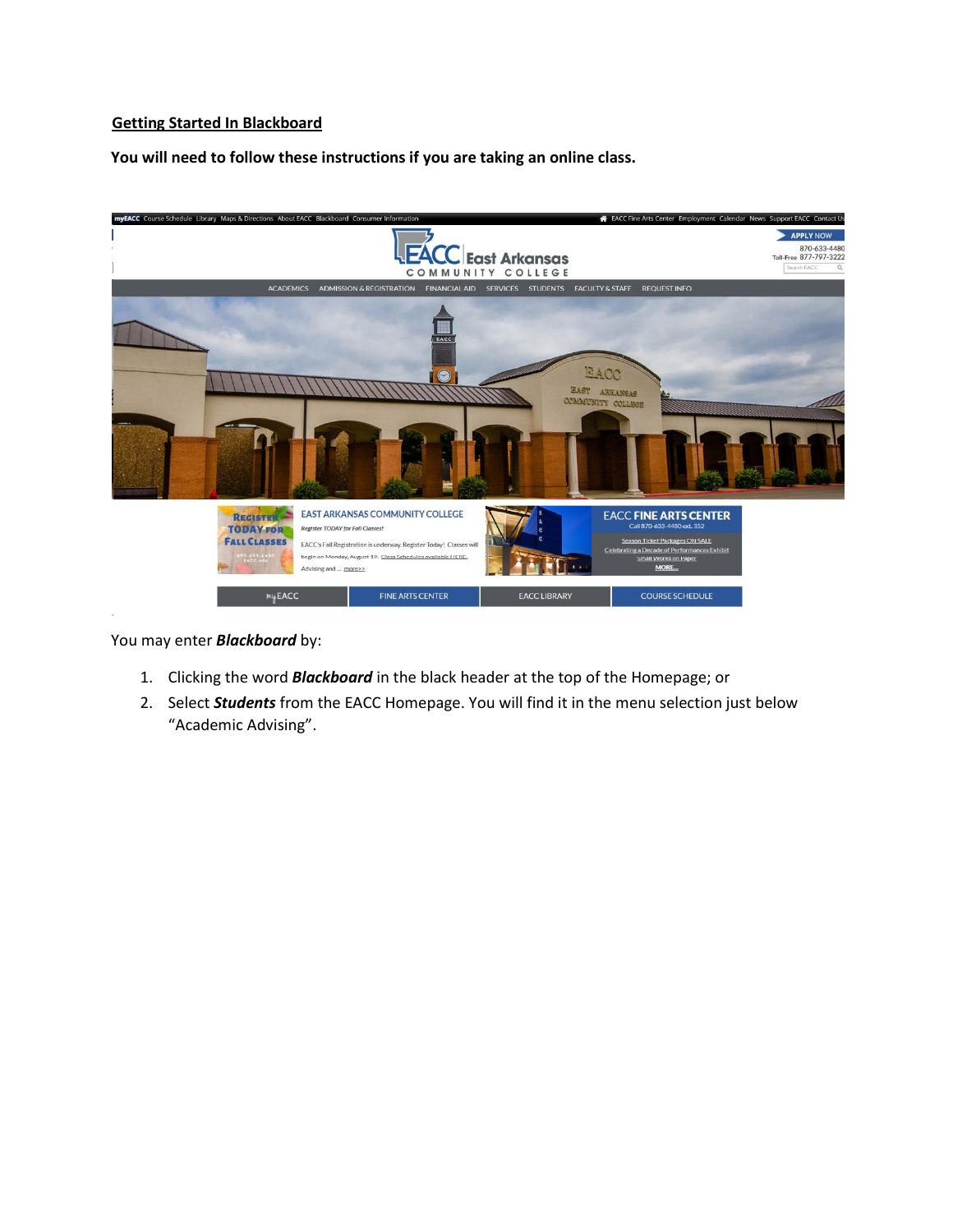# Getting Started In Blackboard

**You will need to follow these instructions if you are taking an online class.**

You may enter ***Blackboard*** by:

1. Clicking the word ***Blackboard*** in the black header at the top of the Homepage; or
2. Select ***Students*** from the EACC Homepage. You will find it in the menu selection just below "Academic Advising".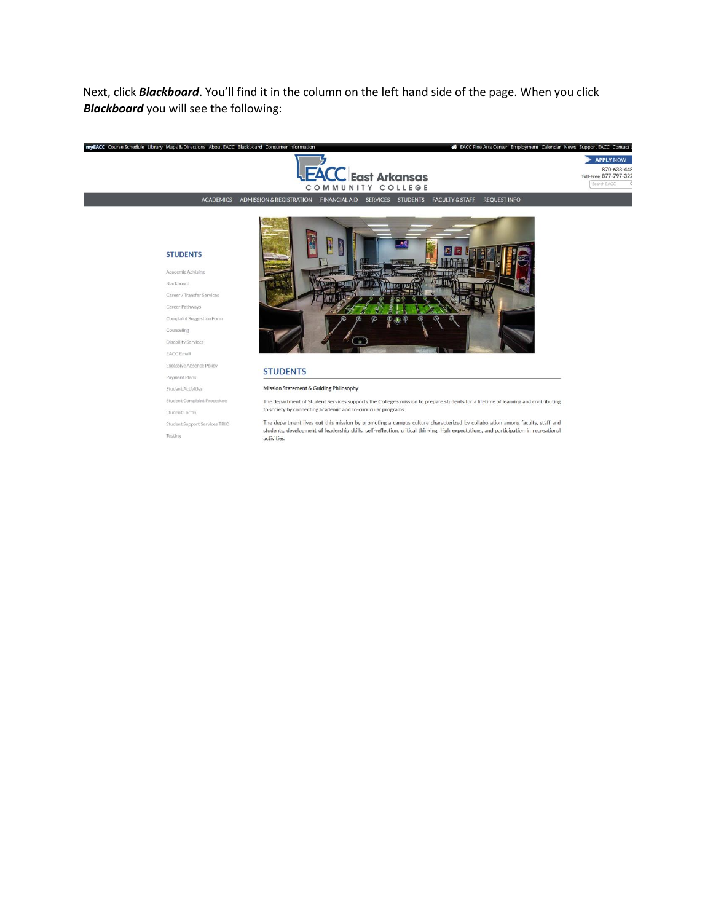Next, click ***Blackboard***. You'll find it in the column on the left hand side of the page. When you click ***Blackboard*** you will see the following:

**myEACC** Course Schedule Library Maps & Directions About EACC Blackboard Consumer Information

EACC Fine Arts Center Employment Calendar News Support EACC Contact

APPLY NOW

870-633-448

Toll-Free 877-797-322

Search EACC

EACC East Arkansas COMMUNITY COLLEGE

ACADEMICS ADMISSION & REGISTRATION FINANCIAL AID SERVICES STUDENTS FACULTY & STAFF REQUEST INFO

**STUDENTS**

- Academic Advising
- Blackboard
- Career / Transfer Services
- Career Pathways
- Complaint Suggestion Form
- Counseling
- Disability Services
- EACC Email
- Excessive Absence Policy
- Payment Plans
- Student Activities
- Student Complaint Procedure
- Student Forms
- Student Support Services TRIO
- Testing

## STUDENTS

**Mission Statement & Guiding Philosophy**

The department of Student Services supports the College's mission to prepare students for a lifetime of learning and contributing to society by connecting academic and co-curricular programs.

The department lives out this mission by promoting a campus culture characterized by collaboration among faculty, staff and students, development of leadership skills, self-reflection, critical thinking, high expectations, and participation in recreational activities.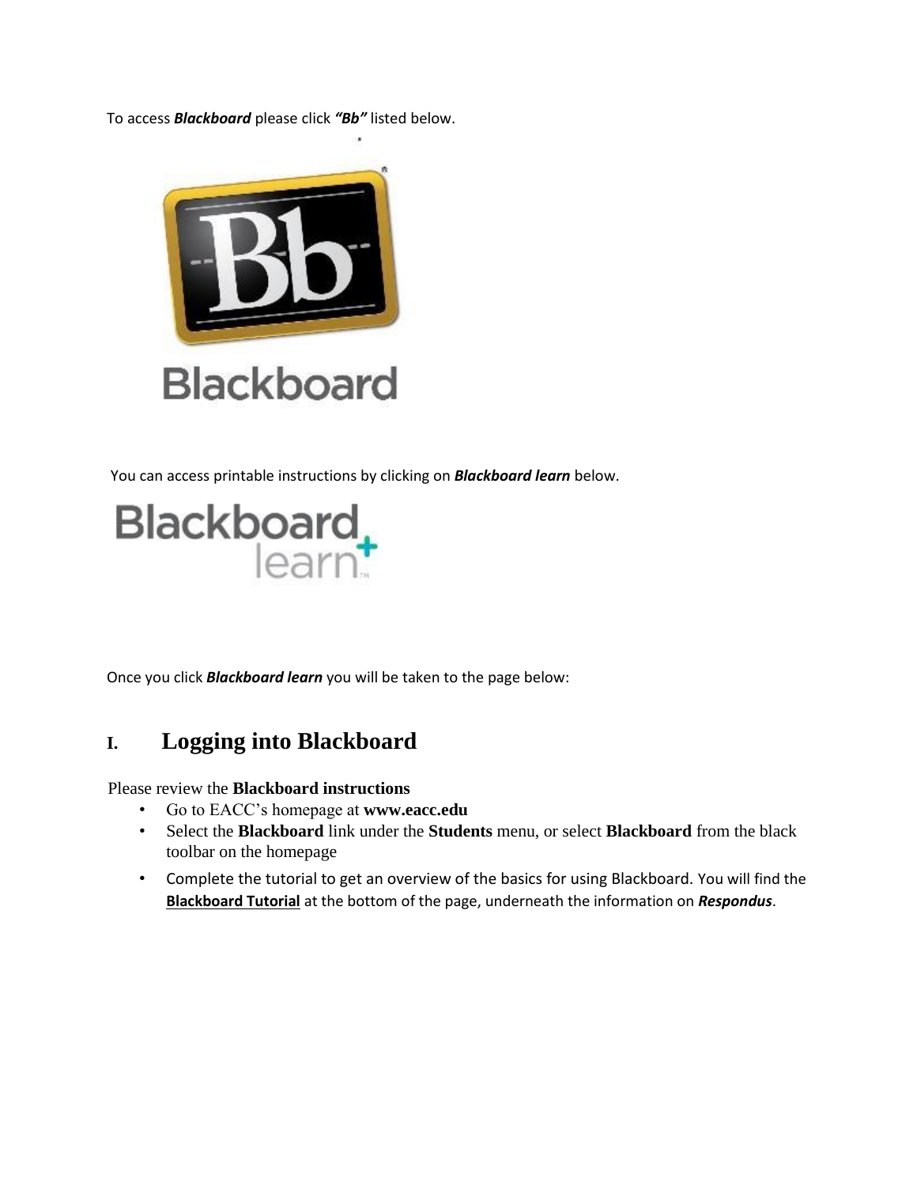To access ***Blackboard*** please click ***"Bb"*** listed below.

You can access printable instructions by clicking on ***Blackboard learn*** below.

Once you click ***Blackboard learn*** you will be taken to the page below:

# I. Logging into Blackboard

Please review the **Blackboard instructions**

- Go to EACC's homepage at **www.eacc.edu**
- Select the **Blackboard** link under the **Students** menu, or select **Blackboard** from the black toolbar on the homepage
- Complete the tutorial to get an overview of the basics for using Blackboard. You will find the **Blackboard Tutorial** at the bottom of the page, underneath the information on ***Respondus***.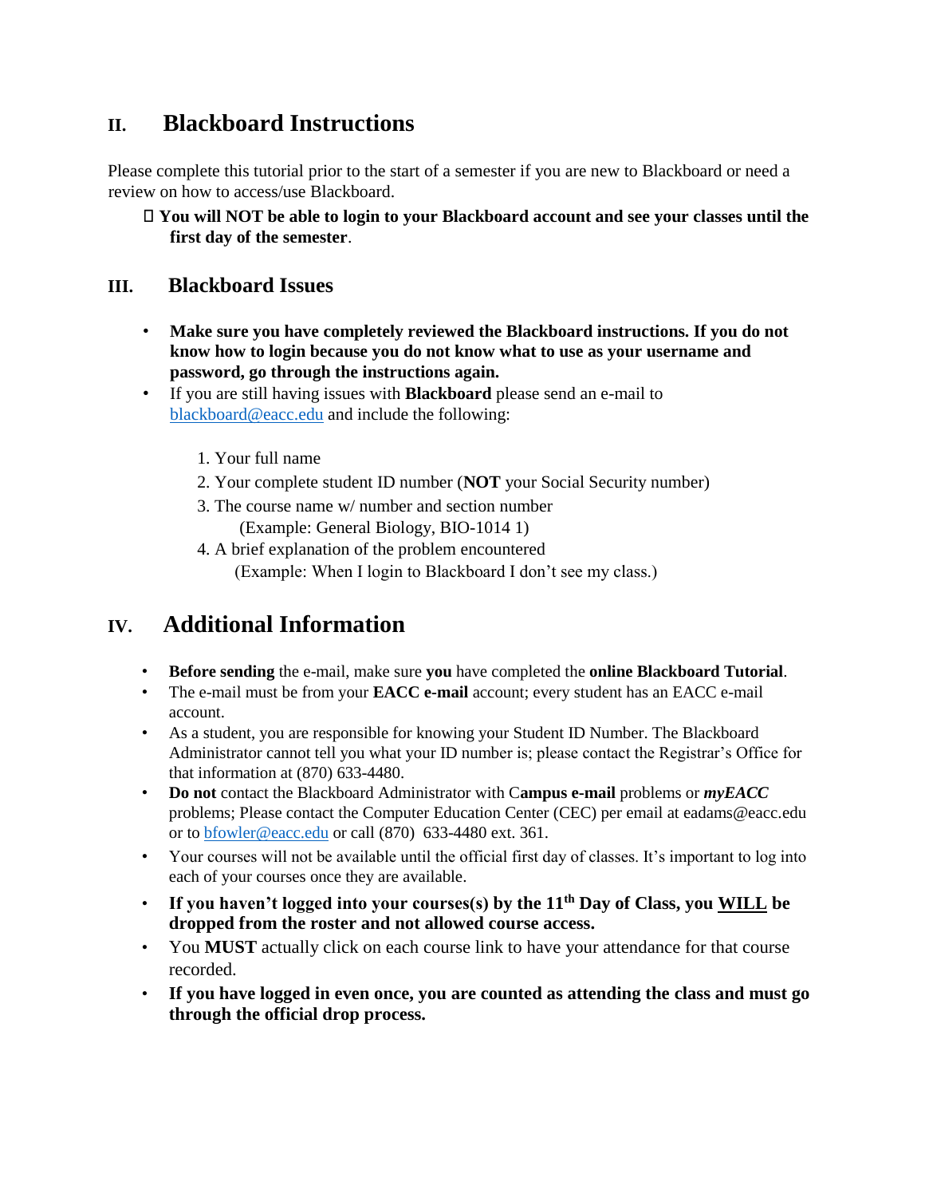## II. Blackboard Instructions

Please complete this tutorial prior to the start of a semester if you are new to Blackboard or need a review on how to access/use Blackboard.

- **You will NOT be able to login to your Blackboard account and see your classes until the first day of the semester**.

## III. Blackboard Issues

- **Make sure you have completely reviewed the Blackboard instructions. If you do not know how to login because you do not know what to use as your username and password, go through the instructions again.**
- If you are still having issues with **Blackboard** please send an e-mail to blackboard@eacc.edu and include the following:

  1. Your full name
  2. Your complete student ID number (**NOT** your Social Security number)
  3. The course name w/ number and section number
     (Example: General Biology, BIO-1014 1)
  4. A brief explanation of the problem encountered
     (Example: When I login to Blackboard I don't see my class.)

## IV. Additional Information

- **Before sending** the e-mail, make sure **you** have completed the **online Blackboard Tutorial**.
- The e-mail must be from your **EACC e-mail** account; every student has an EACC e-mail account.
- As a student, you are responsible for knowing your Student ID Number. The Blackboard Administrator cannot tell you what your ID number is; please contact the Registrar's Office for that information at (870) 633-4480.
- **Do not** contact the Blackboard Administrator with C**ampus e-mail** problems or ***myEACC*** problems; Please contact the Computer Education Center (CEC) per email at eadams@eacc.edu or to bfowler@eacc.edu or call (870) 633-4480 ext. 361.
- Your courses will not be available until the official first day of classes. It's important to log into each of your courses once they are available.
- **If you haven't logged into your courses(s) by the 11th Day of Class, you WILL be dropped from the roster and not allowed course access.**
- You **MUST** actually click on each course link to have your attendance for that course recorded.
- **If you have logged in even once, you are counted as attending the class and must go through the official drop process.**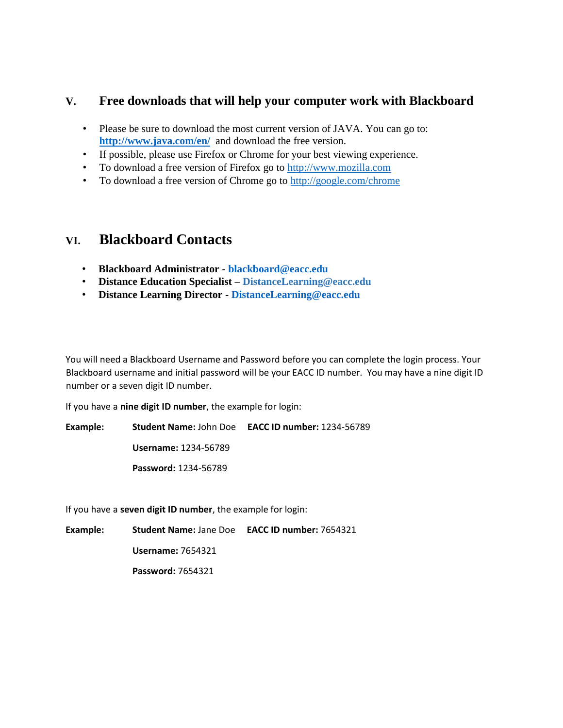## V. Free downloads that will help your computer work with Blackboard

- Please be sure to download the most current version of JAVA. You can go to: **http://www.java.com/en/** and download the free version.
- If possible, please use Firefox or Chrome for your best viewing experience.
- To download a free version of Firefox go to http://www.mozilla.com
- To download a free version of Chrome go to http://google.com/chrome

## VI. Blackboard Contacts

- **Blackboard Administrator - blackboard@eacc.edu**
- **Distance Education Specialist – DistanceLearning@eacc.edu**
- **Distance Learning Director - DistanceLearning@eacc.edu**

You will need a Blackboard Username and Password before you can complete the login process. Your Blackboard username and initial password will be your EACC ID number. You may have a nine digit ID number or a seven digit ID number.

If you have a **nine digit ID number**, the example for login:

**Example:** **Student Name:** John Doe **EACC ID number:** 1234-56789

**Username:** 1234-56789

**Password:** 1234-56789

If you have a **seven digit ID number**, the example for login:

**Example:** **Student Name:** Jane Doe **EACC ID number:** 7654321

**Username:** 7654321

**Password:** 7654321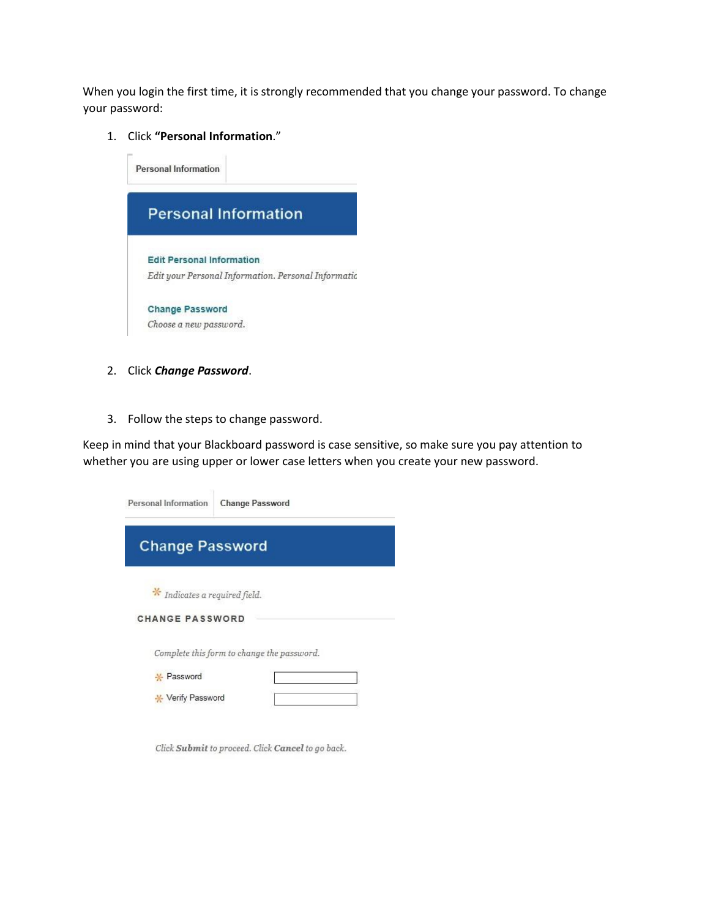When you login the first time, it is strongly recommended that you change your password. To change your password:

1. Click **"Personal Information**."

Personal Information

Personal Information

Edit Personal Information

*Edit your Personal Information. Personal Informatic*

Change Password

*Choose a new password.*

2. Click ***Change Password***.

3. Follow the steps to change password.

Keep in mind that your Blackboard password is case sensitive, so make sure you pay attention to whether you are using upper or lower case letters when you create your new password.

Personal Information | Change Password

Change Password

\* *Indicates a required field.*

CHANGE PASSWORD

*Complete this form to change the password.*

\* Password

\* Verify Password

*Click **Submit** to proceed. Click **Cancel** to go back.*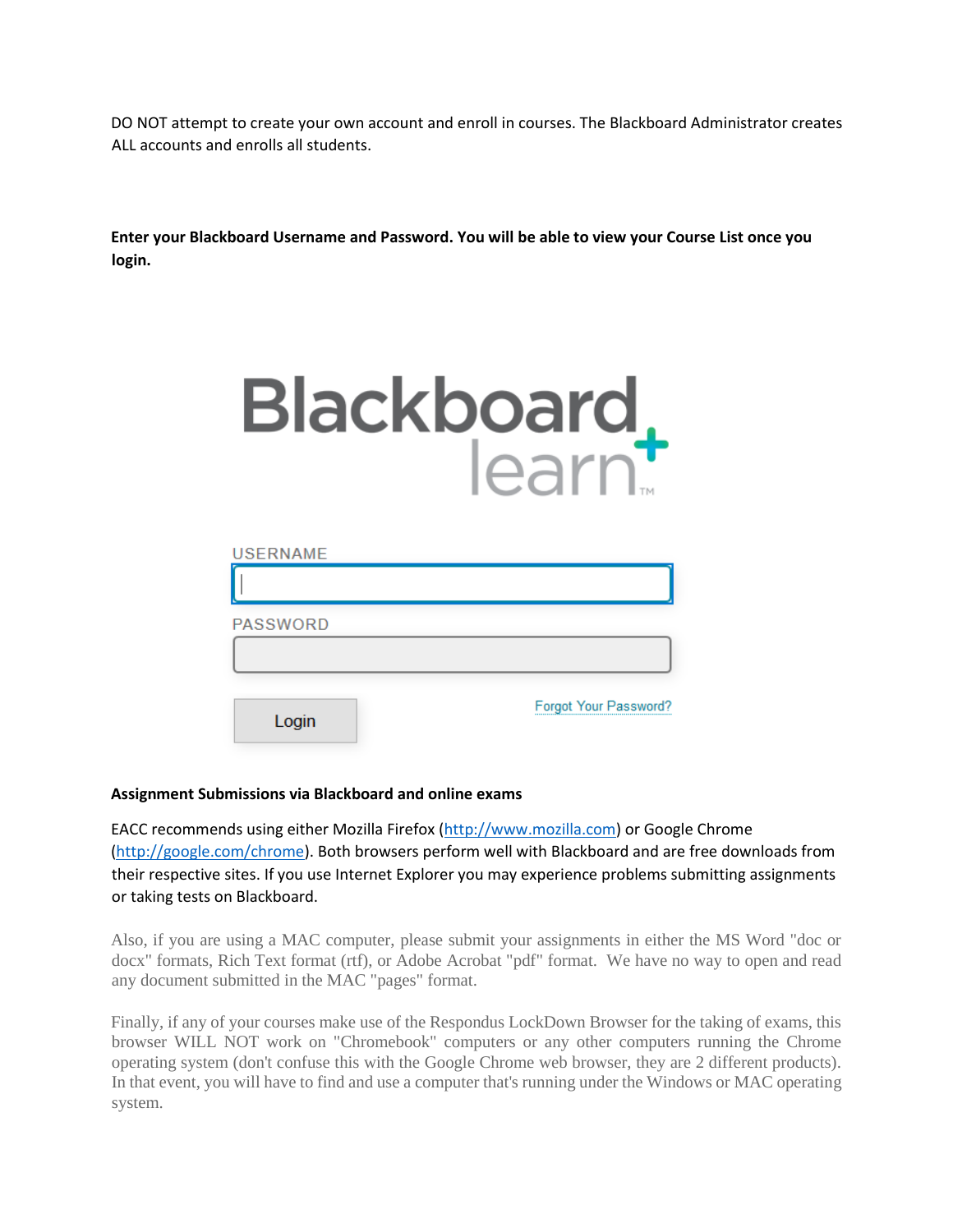DO NOT attempt to create your own account and enroll in courses. The Blackboard Administrator creates ALL accounts and enrolls all students.

**Enter your Blackboard Username and Password. You will be able to view your Course List once you login.**

Blackboard learn

USERNAME

PASSWORD

Login

Forgot Your Password?

**Assignment Submissions via Blackboard and online exams**

EACC recommends using either Mozilla Firefox (http://www.mozilla.com) or Google Chrome (http://google.com/chrome). Both browsers perform well with Blackboard and are free downloads from their respective sites. If you use Internet Explorer you may experience problems submitting assignments or taking tests on Blackboard.

Also, if you are using a MAC computer, please submit your assignments in either the MS Word "doc or docx" formats, Rich Text format (rtf), or Adobe Acrobat "pdf" format. We have no way to open and read any document submitted in the MAC "pages" format.

Finally, if any of your courses make use of the Respondus LockDown Browser for the taking of exams, this browser WILL NOT work on "Chromebook" computers or any other computers running the Chrome operating system (don't confuse this with the Google Chrome web browser, they are 2 different products). In that event, you will have to find and use a computer that's running under the Windows or MAC operating system.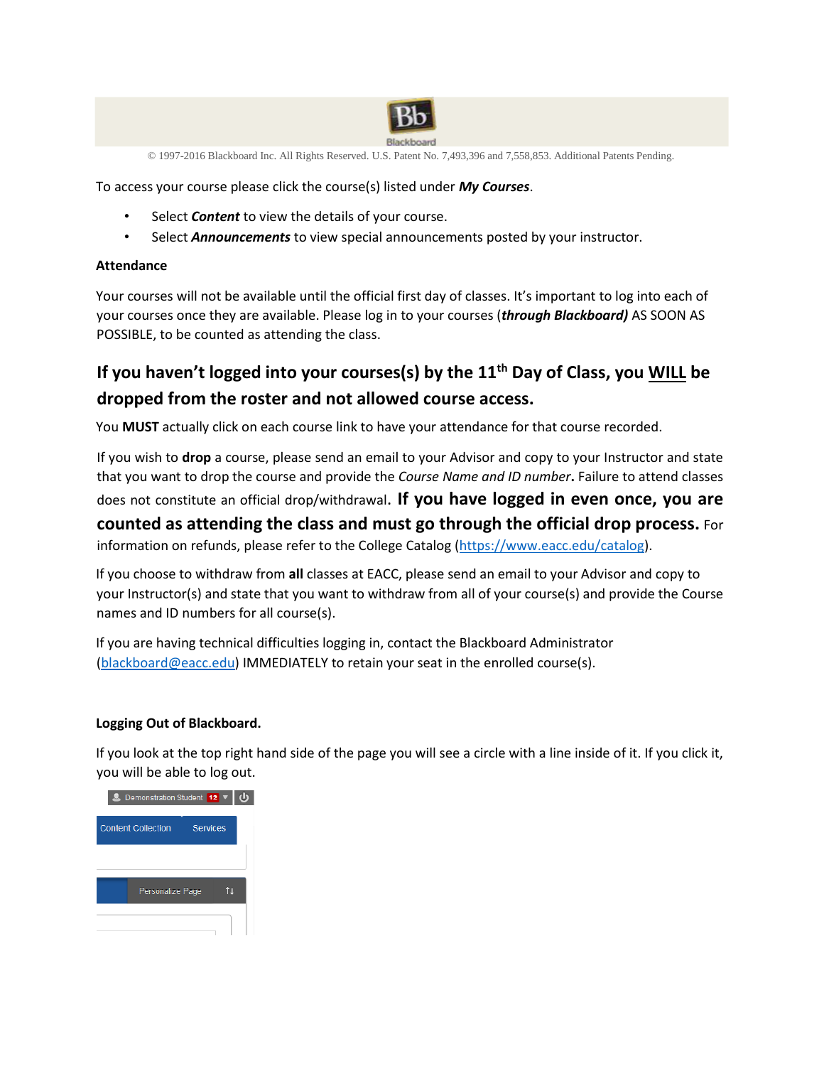© 1997-2016 Blackboard Inc. All Rights Reserved. U.S. Patent No. 7,493,396 and 7,558,853. Additional Patents Pending.

To access your course please click the course(s) listed under ***My Courses***.

- Select ***Content*** to view the details of your course.
- Select ***Announcements*** to view special announcements posted by your instructor.

**Attendance**

Your courses will not be available until the official first day of classes. It's important to log into each of your courses once they are available. Please log in to your courses (***through Blackboard)*** AS SOON AS POSSIBLE, to be counted as attending the class.

## If you haven't logged into your courses(s) by the 11th Day of Class, you <u>WILL</u> be dropped from the roster and not allowed course access.

You **MUST** actually click on each course link to have your attendance for that course recorded.

If you wish to **drop** a course, please send an email to your Advisor and copy to your Instructor and state that you want to drop the course and provide the *Course Name and ID number*. Failure to attend classes does not constitute an official drop/withdrawal. **If you have logged in even once, you are counted as attending the class and must go through the official drop process.** For information on refunds, please refer to the College Catalog (https://www.eacc.edu/catalog).

If you choose to withdraw from **all** classes at EACC, please send an email to your Advisor and copy to your Instructor(s) and state that you want to withdraw from all of your course(s) and provide the Course names and ID numbers for all course(s).

If you are having technical difficulties logging in, contact the Blackboard Administrator (blackboard@eacc.edu) IMMEDIATELY to retain your seat in the enrolled course(s).

**Logging Out of Blackboard.**

If you look at the top right hand side of the page you will see a circle with a line inside of it. If you click it, you will be able to log out.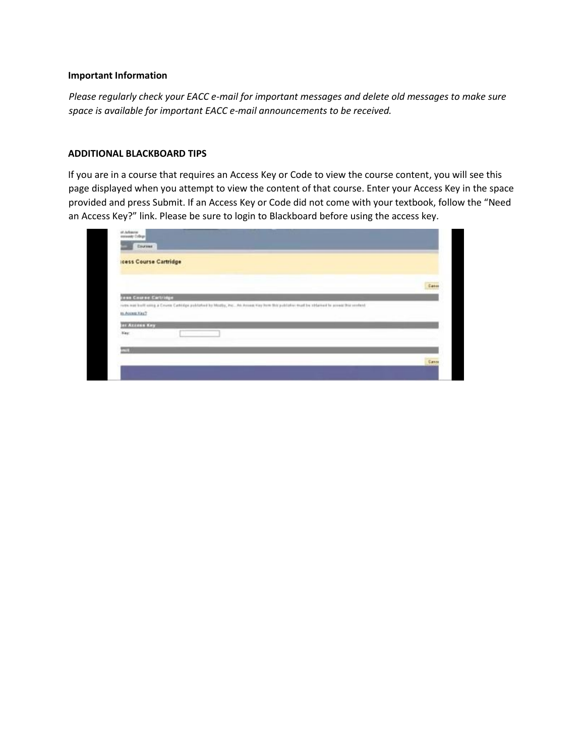**Important Information**

*Please regularly check your EACC e-mail for important messages and delete old messages to make sure space is available for important EACC e-mail announcements to be received.*

**ADDITIONAL BLACKBOARD TIPS**

If you are in a course that requires an Access Key or Code to view the course content, you will see this page displayed when you attempt to view the content of that course. Enter your Access Key in the space provided and press Submit. If an Access Key or Code did not come with your textbook, follow the "Need an Access Key?" link. Please be sure to login to Blackboard before using the access key.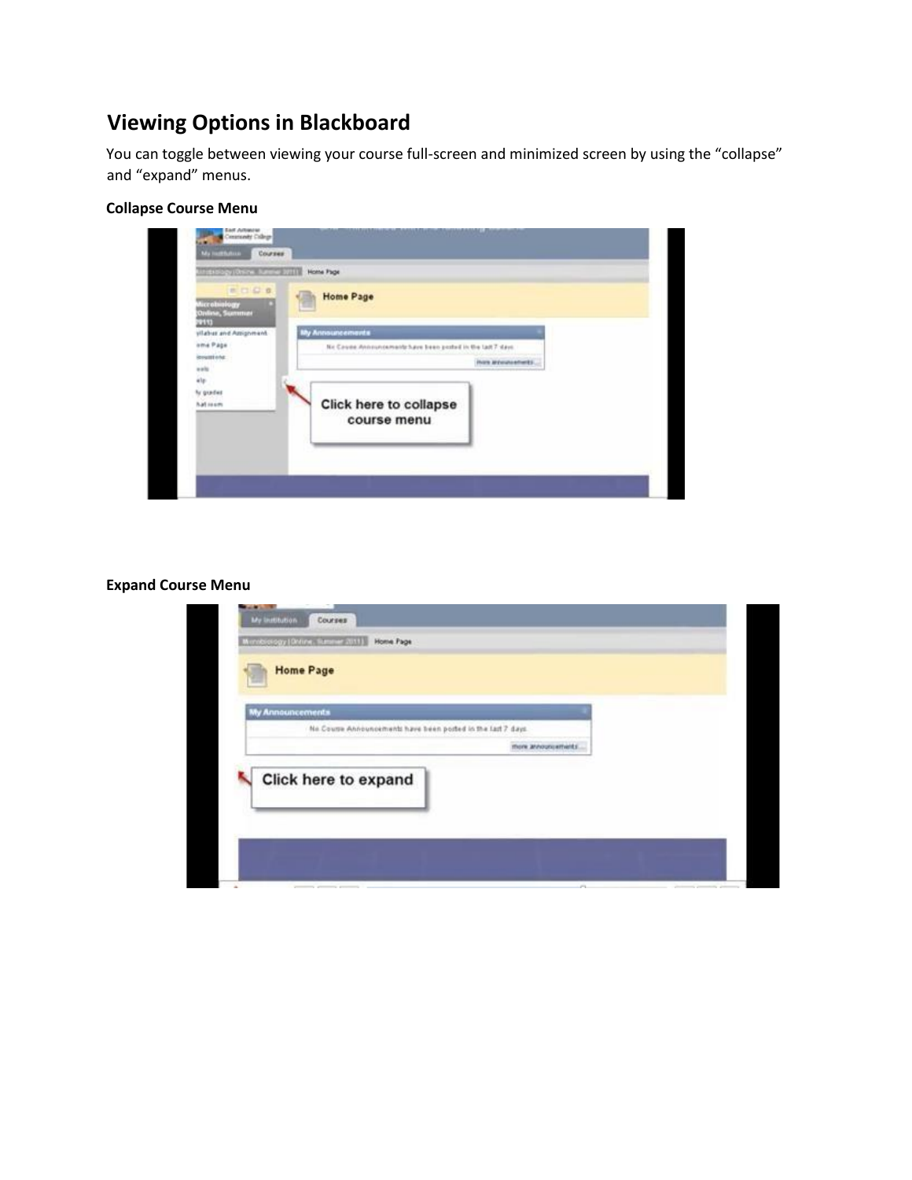## Viewing Options in Blackboard

You can toggle between viewing your course full-screen and minimized screen by using the "collapse" and "expand" menus.

**Collapse Course Menu**

**Expand Course Menu**